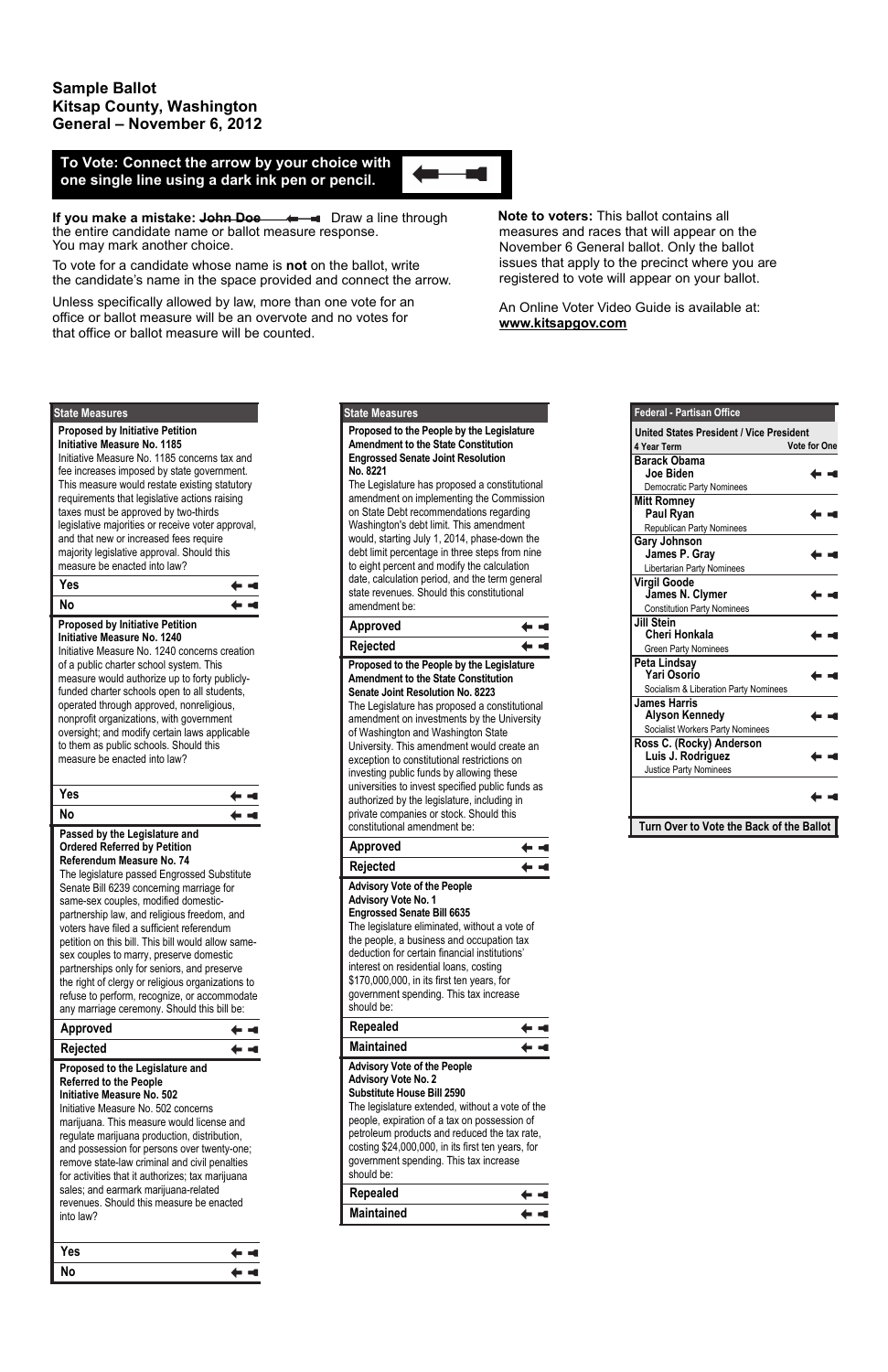# Sample Ballot
## Kitsap County, Washington
## General – November 6, 2012

**To Vote: Connect the arrow by your choice with one single line using a dark ink pen or pencil.**

**If you make a mistake:** ~~**John Doe**~~ Draw a line through the entire candidate name or ballot measure response. You may mark another choice.

To vote for a candidate whose name is **not** on the ballot, write the candidate's name in the space provided and connect the arrow.

Unless specifically allowed by law, more than one vote for an office or ballot measure will be an overvote and no votes for that office or ballot measure will be counted.

**Note to voters:** This ballot contains all measures and races that will appear on the November 6 General ballot. Only the ballot issues that apply to the precinct where you are registered to vote will appear on your ballot.

An Online Voter Video Guide is available at: **www.kitsapgov.com**

### State Measures

**Proposed by Initiative Petition**
**Initiative Measure No. 1185**

Initiative Measure No. 1185 concerns tax and fee increases imposed by state government. This measure would restate existing statutory requirements that legislative actions raising taxes must be approved by two-thirds legislative majorities or receive voter approval, and that new or increased fees require majority legislative approval. Should this measure be enacted into law?

- Yes
- No

**Proposed by Initiative Petition**
**Initiative Measure No. 1240**

Initiative Measure No. 1240 concerns creation of a public charter school system. This measure would authorize up to forty publicly-funded charter schools open to all students, operated through approved, nonreligious, nonprofit organizations, with government oversight; and modify certain laws applicable to them as public schools. Should this measure be enacted into law?

- Yes
- No

**Passed by the Legislature and Ordered Referred by Petition**
**Referendum Measure No. 74**

The legislature passed Engrossed Substitute Senate Bill 6239 concerning marriage for same-sex couples, modified domestic-partnership law, and religious freedom, and voters have filed a sufficient referendum petition on this bill. This bill would allow same-sex couples to marry, preserve domestic partnerships only for seniors, and preserve the right of clergy or religious organizations to refuse to perform, recognize, or accommodate any marriage ceremony. Should this bill be:

- Approved
- Rejected

**Proposed to the Legislature and Referred to the People**
**Initiative Measure No. 502**

Initiative Measure No. 502 concerns marijuana. This measure would license and regulate marijuana production, distribution, and possession for persons over twenty-one; remove state-law criminal and civil penalties for activities that it authorizes; tax marijuana sales; and earmark marijuana-related revenues. Should this measure be enacted into law?

- Yes
- No

### State Measures

**Proposed to the People by the Legislature Amendment to the State Constitution Engrossed Senate Joint Resolution No. 8221**

The Legislature has proposed a constitutional amendment on implementing the Commission on State Debt recommendations regarding Washington's debt limit. This amendment would, starting July 1, 2014, phase-down the debt limit percentage in three steps from nine to eight percent and modify the calculation date, calculation period, and the term general state revenues. Should this constitutional amendment be:

- Approved
- Rejected

**Proposed to the People by the Legislature Amendment to the State Constitution Senate Joint Resolution No. 8223**

The Legislature has proposed a constitutional amendment on investments by the University of Washington and Washington State University. This amendment would create an exception to constitutional restrictions on investing public funds by allowing these universities to invest specified public funds as authorized by the legislature, including in private companies or stock. Should this constitutional amendment be:

- Approved
- Rejected

**Advisory Vote of the People**
**Advisory Vote No. 1**
**Engrossed Senate Bill 6635**

The legislature eliminated, without a vote of the people, a business and occupation tax deduction for certain financial institutions' interest on residential loans, costing $170,000,000, in its first ten years, for government spending. This tax increase should be:

- Repealed
- Maintained

**Advisory Vote of the People**
**Advisory Vote No. 2**
**Substitute House Bill 2590**

The legislature extended, without a vote of the people, expiration of a tax on possession of petroleum products and reduced the tax rate, costing $24,000,000, in its first ten years, for government spending. This tax increase should be:

- Repealed
- Maintained

### Federal - Partisan Office

**United States President / Vice President**
4 Year Term — Vote for One

- **Barack Obama / Joe Biden** — Democratic Party Nominees
- **Mitt Romney / Paul Ryan** — Republican Party Nominees
- **Gary Johnson / James P. Gray** — Libertarian Party Nominees
- **Virgil Goode / James N. Clymer** — Constitution Party Nominees
- **Jill Stein / Cheri Honkala** — Green Party Nominees
- **Peta Lindsay / Yari Osorio** — Socialism & Liberation Party Nominees
- **James Harris / Alyson Kennedy** — Socialist Workers Party Nominees
- **Ross C. (Rocky) Anderson / Luis J. Rodriguez** — Justice Party Nominees
- (write-in) ____________

**Turn Over to Vote the Back of the Ballot**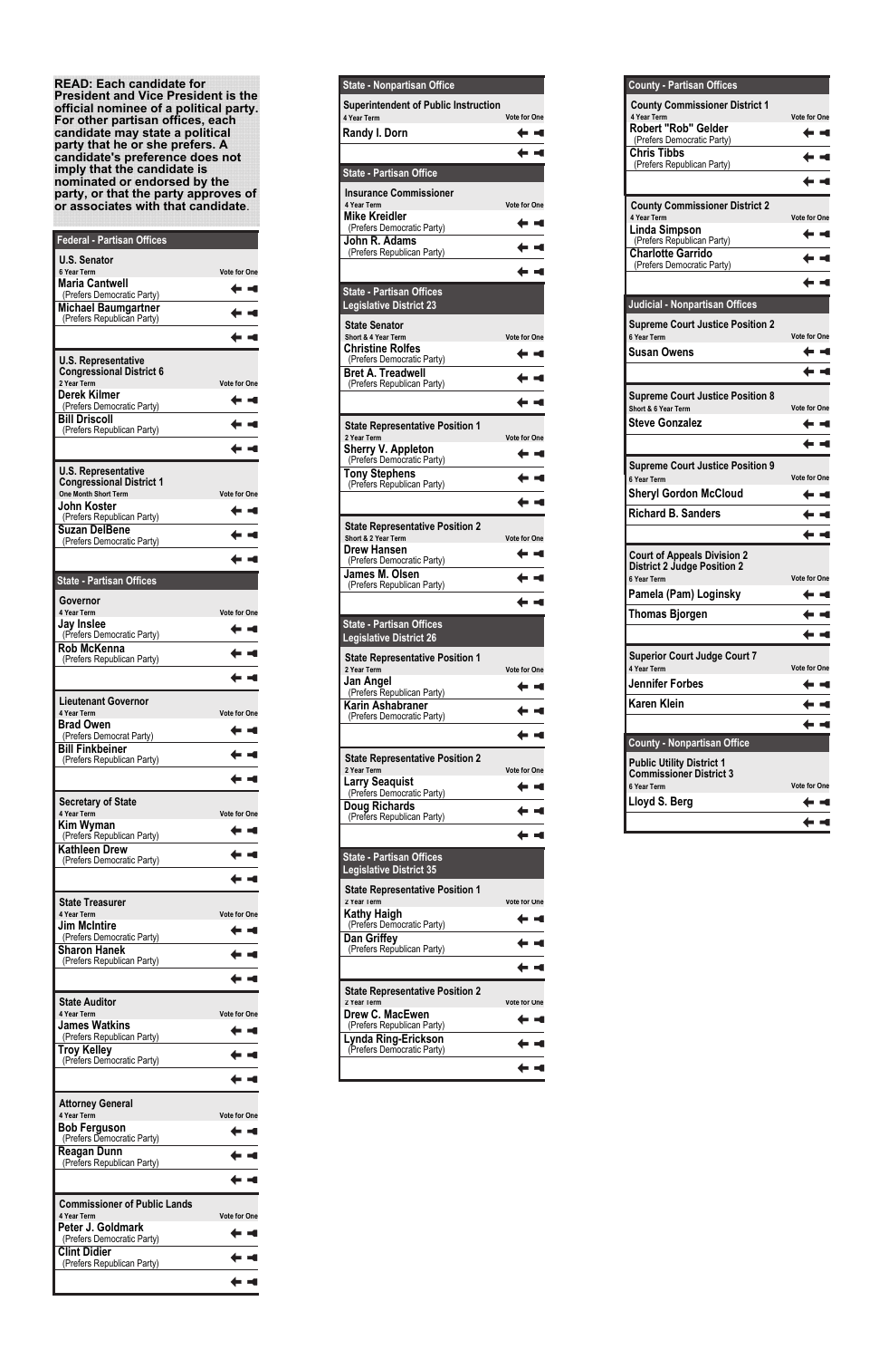**READ: Each candidate for President and Vice President is the official nominee of a political party. For other partisan offices, each candidate may state a political party that he or she prefers. A candidate's preference does not imply that the candidate is nominated or endorsed by the party, or that the party approves of or associates with that candidate.**

## Federal - Partisan Offices

### U.S. Senator
6 Year Term — Vote for One

- **Maria Cantwell** (Prefers Democratic Party)
- **Michael Baumgartner** (Prefers Republican Party)
- _______________

### U.S. Representative Congressional District 6
2 Year Term — Vote for One

- **Derek Kilmer** (Prefers Democratic Party)
- **Bill Driscoll** (Prefers Republican Party)
- _______________

### U.S. Representative Congressional District 1
One Month Short Term — Vote for One

- **John Koster** (Prefers Republican Party)
- **Suzan DelBene** (Prefers Democratic Party)
- _______________

## State - Partisan Offices

### Governor
4 Year Term — Vote for One

- **Jay Inslee** (Prefers Democratic Party)
- **Rob McKenna** (Prefers Republican Party)
- _______________

### Lieutenant Governor
4 Year Term — Vote for One

- **Brad Owen** (Prefers Democrat Party)
- **Bill Finkbeiner** (Prefers Republican Party)
- _______________

### Secretary of State
4 Year Term — Vote for One

- **Kim Wyman** (Prefers Republican Party)
- **Kathleen Drew** (Prefers Democratic Party)
- _______________

### State Treasurer
4 Year Term — Vote for One

- **Jim McIntire** (Prefers Democratic Party)
- **Sharon Hanek** (Prefers Republican Party)
- _______________

### State Auditor
4 Year Term — Vote for One

- **James Watkins** (Prefers Republican Party)
- **Troy Kelley** (Prefers Democratic Party)
- _______________

### Attorney General
4 Year Term — Vote for One

- **Bob Ferguson** (Prefers Democratic Party)
- **Reagan Dunn** (Prefers Republican Party)
- _______________

### Commissioner of Public Lands
4 Year Term — Vote for One

- **Peter J. Goldmark** (Prefers Democratic Party)
- **Clint Didier** (Prefers Republican Party)
- _______________

## State - Nonpartisan Office

### Superintendent of Public Instruction
4 Year Term — Vote for One

- **Randy I. Dorn**
- _______________

## State - Partisan Office

### Insurance Commissioner
4 Year Term — Vote for One

- **Mike Kreidler** (Prefers Democratic Party)
- **John R. Adams** (Prefers Republican Party)
- _______________

## State - Partisan Offices Legislative District 23

### State Senator
Short & 4 Year Term — Vote for One

- **Christine Rolfes** (Prefers Democratic Party)
- **Bret A. Treadwell** (Prefers Republican Party)
- _______________

### State Representative Position 1
2 Year Term — Vote for One

- **Sherry V. Appleton** (Prefers Democratic Party)
- **Tony Stephens** (Prefers Republican Party)
- _______________

### State Representative Position 2
Short & 2 Year Term — Vote for One

- **Drew Hansen** (Prefers Democratic Party)
- **James M. Olsen** (Prefers Republican Party)
- _______________

## State - Partisan Offices Legislative District 26

### State Representative Position 1
2 Year Term — Vote for One

- **Jan Angel** (Prefers Republican Party)
- **Karin Ashabraner** (Prefers Democratic Party)
- _______________

### State Representative Position 2
2 Year Term — Vote for One

- **Larry Seaquist** (Prefers Democratic Party)
- **Doug Richards** (Prefers Republican Party)
- _______________

## State - Partisan Offices Legislative District 35

### State Representative Position 1
2 Year Term — Vote for One

- **Kathy Haigh** (Prefers Democratic Party)
- **Dan Griffey** (Prefers Republican Party)
- _______________

### State Representative Position 2
2 Year Term — Vote for One

- **Drew C. MacEwen** (Prefers Republican Party)
- **Lynda Ring-Erickson** (Prefers Democratic Party)
- _______________

## County - Partisan Offices

### County Commissioner District 1
4 Year Term — Vote for One

- **Robert "Rob" Gelder** (Prefers Democratic Party)
- **Chris Tibbs** (Prefers Republican Party)
- _______________

### County Commissioner District 2
4 Year Term — Vote for One

- **Linda Simpson** (Prefers Republican Party)
- **Charlotte Garrido** (Prefers Democratic Party)
- _______________

## Judicial - Nonpartisan Offices

### Supreme Court Justice Position 2
6 Year Term — Vote for One

- **Susan Owens**
- _______________

### Supreme Court Justice Position 8
Short & 6 Year Term — Vote for One

- **Steve Gonzalez**
- _______________

### Supreme Court Justice Position 9
6 Year Term — Vote for One

- **Sheryl Gordon McCloud**
- **Richard B. Sanders**
- _______________

### Court of Appeals Division 2 District 2 Judge Position 2
6 Year Term — Vote for One

- **Pamela (Pam) Loginsky**
- **Thomas Bjorgen**
- _______________

### Superior Court Judge Court 7
4 Year Term — Vote for One

- **Jennifer Forbes**
- **Karen Klein**
- _______________

## County - Nonpartisan Office

### Public Utility District 1 Commissioner District 3
6 Year Term — Vote for One

- **Lloyd S. Berg**
- _______________